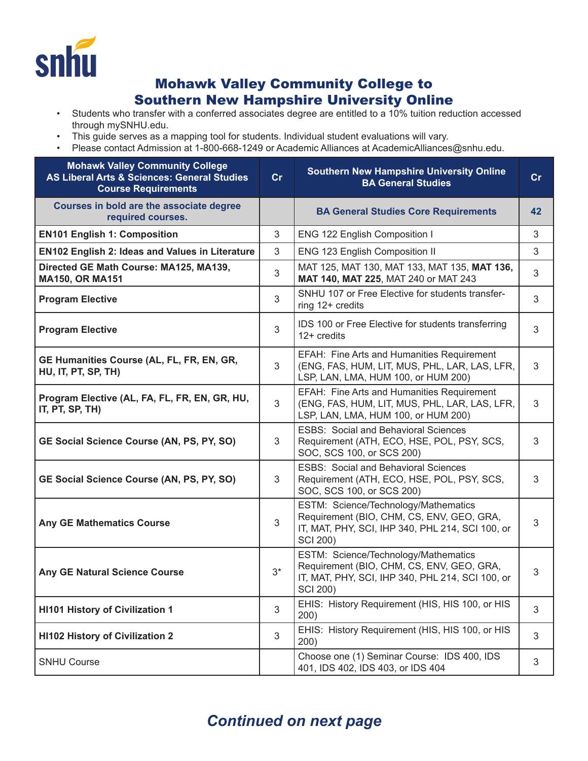# Mohawk Valley Community College to Southern New Hampshire University Online

- Students who transfer with a conferred associates degree are entitled to a 10% tuition reduction accessed through mySNHU.edu.
- This guide serves as a mapping tool for students. Individual student evaluations will vary.
- Please contact Admission at 1-800-668-1249 or Academic Alliances at AcademicAlliances@snhu.edu.

| Mohawk Valley Community College AS Liberal Arts & Sciences: General Studies Course Requirements | Cr | Southern New Hampshire University Online BA General Studies | Cr |
|---|---|---|---|
| **Courses in bold are the associate degree required courses.** | | **BA General Studies Core Requirements** | **42** |
| **EN101 English 1: Composition** | 3 | ENG 122 English Composition I | 3 |
| **EN102 English 2: Ideas and Values in Literature** | 3 | ENG 123 English Composition II | 3 |
| **Directed GE Math Course: MA125, MA139, MA150, OR MA151** | 3 | MAT 125, MAT 130, MAT 133, MAT 135, **MAT 136, MAT 140, MAT 225**, MAT 240 or MAT 243 | 3 |
| **Program Elective** | 3 | SNHU 107 or Free Elective for students transferring 12+ credits | 3 |
| **Program Elective** | 3 | IDS 100 or Free Elective for students transferring 12+ credits | 3 |
| **GE Humanities Course (AL, FL, FR, EN, GR, HU, IT, PT, SP, TH)** | 3 | EFAH: Fine Arts and Humanities Requirement (ENG, FAS, HUM, LIT, MUS, PHL, LAR, LAS, LFR, LSP, LAN, LMA, HUM 100, or HUM 200) | 3 |
| **Program Elective (AL, FA, FL, FR, EN, GR, HU, IT, PT, SP, TH)** | 3 | EFAH: Fine Arts and Humanities Requirement (ENG, FAS, HUM, LIT, MUS, PHL, LAR, LAS, LFR, LSP, LAN, LMA, HUM 100, or HUM 200) | 3 |
| **GE Social Science Course (AN, PS, PY, SO)** | 3 | ESBS: Social and Behavioral Sciences Requirement (ATH, ECO, HSE, POL, PSY, SCS, SOC, SCS 100, or SCS 200) | 3 |
| **GE Social Science Course (AN, PS, PY, SO)** | 3 | ESBS: Social and Behavioral Sciences Requirement (ATH, ECO, HSE, POL, PSY, SCS, SOC, SCS 100, or SCS 200) | 3 |
| **Any GE Mathematics Course** | 3 | ESTM: Science/Technology/Mathematics Requirement (BIO, CHM, CS, ENV, GEO, GRA, IT, MAT, PHY, SCI, IHP 340, PHL 214, SCI 100, or SCI 200) | 3 |
| **Any GE Natural Science Course** | 3* | ESTM: Science/Technology/Mathematics Requirement (BIO, CHM, CS, ENV, GEO, GRA, IT, MAT, PHY, SCI, IHP 340, PHL 214, SCI 100, or SCI 200) | 3 |
| **HI101 History of Civilization 1** | 3 | EHIS: History Requirement (HIS, HIS 100, or HIS 200) | 3 |
| **HI102 History of Civilization 2** | 3 | EHIS: History Requirement (HIS, HIS 100, or HIS 200) | 3 |
| SNHU Course | | Choose one (1) Seminar Course: IDS 400, IDS 401, IDS 402, IDS 403, or IDS 404 | 3 |

***Continued on next page***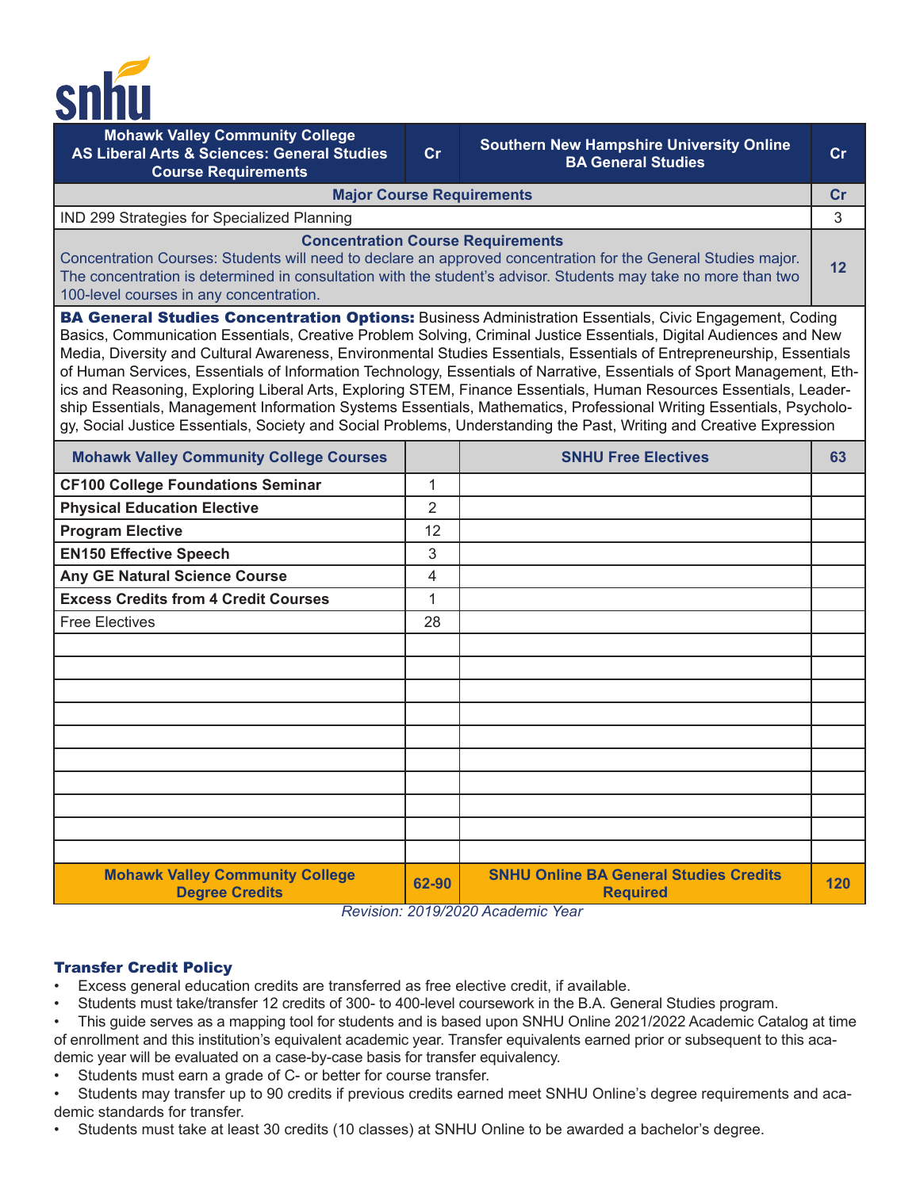| Mohawk Valley Community College AS Liberal Arts & Sciences: General Studies Course Requirements | Cr | Southern New Hampshire University Online BA General Studies | Cr |
|---|---|---|---|
| **Major Course Requirements** | | | **Cr** |
| IND 299 Strategies for Specialized Planning | | | 3 |
| **Concentration Course Requirements** Concentration Courses: Students will need to declare an approved concentration for the General Studies major. The concentration is determined in consultation with the student's advisor. Students may take no more than two 100-level courses in any concentration. | | | **12** |
| **BA General Studies Concentration Options:** Business Administration Essentials, Civic Engagement, Coding Basics, Communication Essentials, Creative Problem Solving, Criminal Justice Essentials, Digital Audiences and New Media, Diversity and Cultural Awareness, Environmental Studies Essentials, Essentials of Entrepreneurship, Essentials of Human Services, Essentials of Information Technology, Essentials of Narrative, Essentials of Sport Management, Ethics and Reasoning, Exploring Liberal Arts, Exploring STEM, Finance Essentials, Human Resources Essentials, Leadership Essentials, Management Information Systems Essentials, Mathematics, Professional Writing Essentials, Psychology, Social Justice Essentials, Society and Social Problems, Understanding the Past, Writing and Creative Expression | | | |
| **Mohawk Valley Community College Courses** | | **SNHU Free Electives** | **63** |
| **CF100 College Foundations Seminar** | 1 | | |
| **Physical Education Elective** | 2 | | |
| **Program Elective** | 12 | | |
| **EN150 Effective Speech** | 3 | | |
| **Any GE Natural Science Course** | 4 | | |
| **Excess Credits from 4 Credit Courses** | 1 | | |
| Free Electives | 28 | | |
| **Mohawk Valley Community College Degree Credits** | **62-90** | **SNHU Online BA General Studies Credits Required** | **120** |

*Revision: 2019/2020 Academic Year*

## Transfer Credit Policy

- Excess general education credits are transferred as free elective credit, if available.
- Students must take/transfer 12 credits of 300- to 400-level coursework in the B.A. General Studies program.
- This guide serves as a mapping tool for students and is based upon SNHU Online 2021/2022 Academic Catalog at time of enrollment and this institution's equivalent academic year. Transfer equivalents earned prior or subsequent to this academic year will be evaluated on a case-by-case basis for transfer equivalency.
- Students must earn a grade of C- or better for course transfer.
- Students may transfer up to 90 credits if previous credits earned meet SNHU Online's degree requirements and academic standards for transfer.
- Students must take at least 30 credits (10 classes) at SNHU Online to be awarded a bachelor's degree.